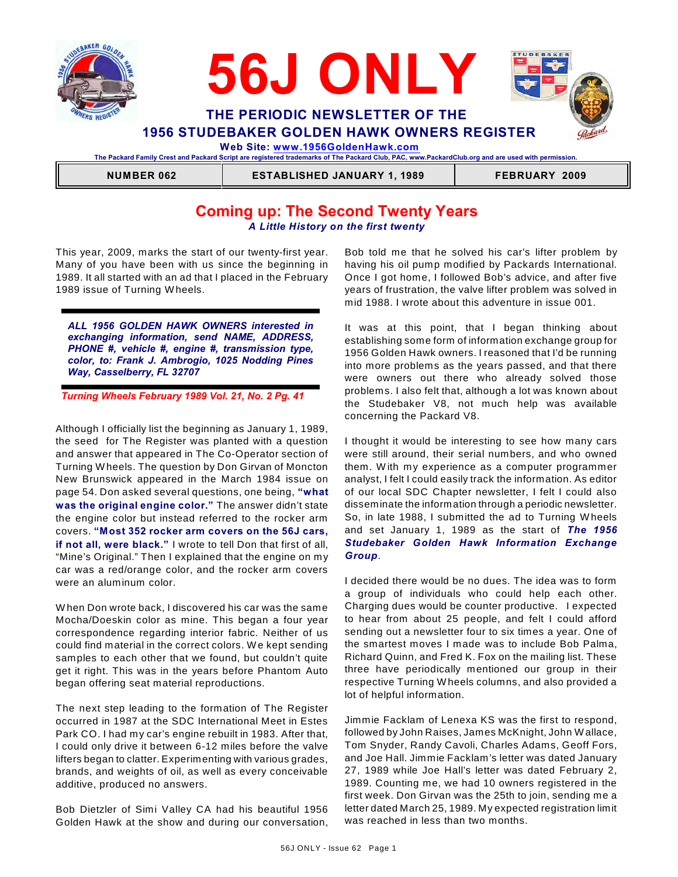# 56J ONLY

## THE PERIODIC NEWSLETTER OF THE 1956 STUDEBAKER GOLDEN HAWK OWNERS REGISTER

**Web Site: www.1956GoldenHawk.com**

The Packard Family Crest and Packard Script are registered trademarks of The Packard Club, PAC, www.PackardClub.org and are used with permission.

| NUMBER 062 | ESTABLISHED JANUARY 1, 1989 | FEBRUARY 2009 |
|---|---|---|

## Coming up: The Second Twenty Years

*A Little History on the first twenty*

This year, 2009, marks the start of our twenty-first year. Many of you have been with us since the beginning in 1989. It all started with an ad that I placed in the February 1989 issue of Turning Wheels.

> ***ALL 1956 GOLDEN HAWK OWNERS interested in exchanging information, send NAME, ADDRESS, PHONE #, vehicle #, engine #, transmission type, color, to: Frank J. Ambrogio, 1025 Nodding Pines Way, Casselberry, FL 32707***

*Turning Wheels February 1989 Vol. 21, No. 2 Pg. 41*

Although I officially list the beginning as January 1, 1989, the seed for The Register was planted with a question and answer that appeared in The Co-Operator section of Turning Wheels. The question by Don Girvan of Moncton New Brunswick appeared in the March 1984 issue on page 54. Don asked several questions, one being, **"what was the original engine color."** The answer didn't state the engine color but instead referred to the rocker arm covers. **"Most 352 rocker arm covers on the 56J cars, if not all, were black."** I wrote to tell Don that first of all, "Mine's Original." Then I explained that the engine on my car was a red/orange color, and the rocker arm covers were an aluminum color.

When Don wrote back, I discovered his car was the same Mocha/Doeskin color as mine. This began a four year correspondence regarding interior fabric. Neither of us could find material in the correct colors. We kept sending samples to each other that we found, but couldn't quite get it right. This was in the years before Phantom Auto began offering seat material reproductions.

The next step leading to the formation of The Register occurred in 1987 at the SDC International Meet in Estes Park CO. I had my car's engine rebuilt in 1983. After that, I could only drive it between 6-12 miles before the valve lifters began to clatter. Experimenting with various grades, brands, and weights of oil, as well as every conceivable additive, produced no answers.

Bob Dietzler of Simi Valley CA had his beautiful 1956 Golden Hawk at the show and during our conversation, Bob told me that he solved his car's lifter problem by having his oil pump modified by Packards International. Once I got home, I followed Bob's advice, and after five years of frustration, the valve lifter problem was solved in mid 1988. I wrote about this adventure in issue 001.

It was at this point, that I began thinking about establishing some form of information exchange group for 1956 Golden Hawk owners. I reasoned that I'd be running into more problems as the years passed, and that there were owners out there who already solved those problems. I also felt that, although a lot was known about the Studebaker V8, not much help was available concerning the Packard V8.

I thought it would be interesting to see how many cars were still around, their serial numbers, and who owned them. With my experience as a computer programmer analyst, I could easily track the information. As editor of our local SDC Chapter newsletter, I felt I could also disseminate the information through a periodic newsletter. So, in late 1988, I submitted the ad to Turning Wheels and set January 1, 1989 as the start of ***The 1956 Studebaker Golden Hawk Information Exchange Group***.

I decided there would be no dues. The idea was to form a group of individuals who could help each other. Charging dues would be counter productive. I expected to hear from about 25 people, and felt I could afford sending out a newsletter four to six times a year. One of the smartest moves I made was to include Bob Palma, Richard Quinn, and Fred K. Fox on the mailing list. These three have periodically mentioned our group in their respective Turning Wheels columns, and also provided a lot of helpful information.

Jimmie Facklam of Lenexa KS was the first to respond, followed by John Raises, James McKnight, John Wallace, Tom Snyder, Randy Cavoli, Charles Adams, Geoff Fors, and Joe Hall. Jimmie Facklam's letter was dated January 27, 1989 while Joe Hall's letter was dated February 2, 1989. Counting me, we had 10 owners registered in the first week. Don Girvan was the 25th to join, sending me a letter dated March 25, 1989. My expected registration limit was reached in less than two months.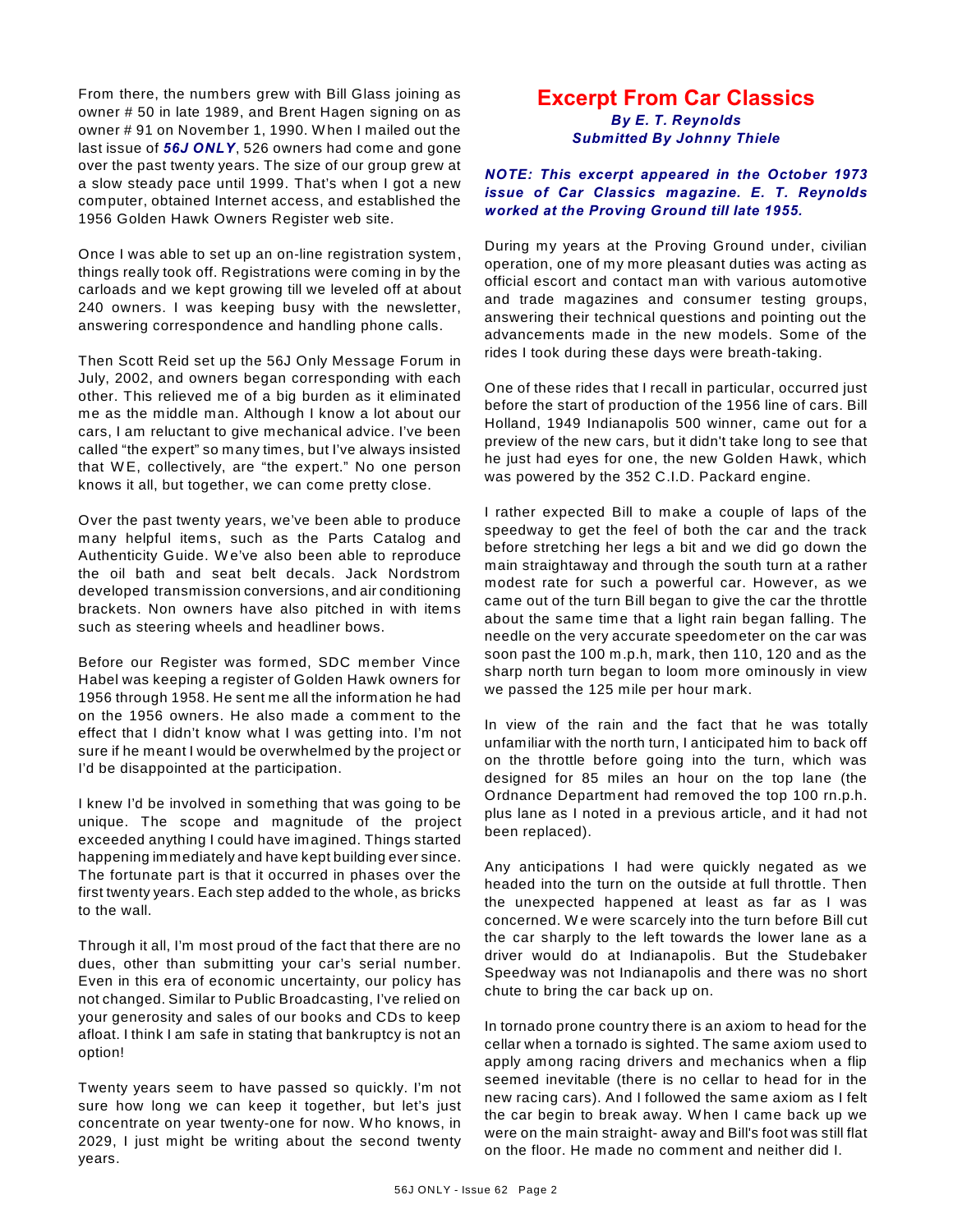From there, the numbers grew with Bill Glass joining as owner # 50 in late 1989, and Brent Hagen signing on as owner # 91 on November 1, 1990. When I mailed out the last issue of ***56J ONLY***, 526 owners had come and gone over the past twenty years. The size of our group grew at a slow steady pace until 1999. That's when I got a new computer, obtained Internet access, and established the 1956 Golden Hawk Owners Register web site.

Once I was able to set up an on-line registration system, things really took off. Registrations were coming in by the carloads and we kept growing till we leveled off at about 240 owners. I was keeping busy with the newsletter, answering correspondence and handling phone calls.

Then Scott Reid set up the 56J Only Message Forum in July, 2002, and owners began corresponding with each other. This relieved me of a big burden as it eliminated me as the middle man. Although I know a lot about our cars, I am reluctant to give mechanical advice. I've been called "the expert" so many times, but I've always insisted that WE, collectively, are "the expert." No one person knows it all, but together, we can come pretty close.

Over the past twenty years, we've been able to produce many helpful items, such as the Parts Catalog and Authenticity Guide. We've also been able to reproduce the oil bath and seat belt decals. Jack Nordstrom developed transmission conversions, and air conditioning brackets. Non owners have also pitched in with items such as steering wheels and headliner bows.

Before our Register was formed, SDC member Vince Habel was keeping a register of Golden Hawk owners for 1956 through 1958. He sent me all the information he had on the 1956 owners. He also made a comment to the effect that I didn't know what I was getting into. I'm not sure if he meant I would be overwhelmed by the project or I'd be disappointed at the participation.

I knew I'd be involved in something that was going to be unique. The scope and magnitude of the project exceeded anything I could have imagined. Things started happening immediately and have kept building ever since. The fortunate part is that it occurred in phases over the first twenty years. Each step added to the whole, as bricks to the wall.

Through it all, I'm most proud of the fact that there are no dues, other than submitting your car's serial number. Even in this era of economic uncertainty, our policy has not changed. Similar to Public Broadcasting, I've relied on your generosity and sales of our books and CDs to keep afloat. I think I am safe in stating that bankruptcy is not an option!

Twenty years seem to have passed so quickly. I'm not sure how long we can keep it together, but let's just concentrate on year twenty-one for now. Who knows, in 2029, I just might be writing about the second twenty years.

## Excerpt From Car Classics

***By E. T. Reynolds***
***Submitted By Johnny Thiele***

***NOTE: This excerpt appeared in the October 1973 issue of Car Classics magazine. E. T. Reynolds worked at the Proving Ground till late 1955.***

During my years at the Proving Ground under, civilian operation, one of my more pleasant duties was acting as official escort and contact man with various automotive and trade magazines and consumer testing groups, answering their technical questions and pointing out the advancements made in the new models. Some of the rides I took during these days were breath-taking.

One of these rides that I recall in particular, occurred just before the start of production of the 1956 line of cars. Bill Holland, 1949 Indianapolis 500 winner, came out for a preview of the new cars, but it didn't take long to see that he just had eyes for one, the new Golden Hawk, which was powered by the 352 C.I.D. Packard engine.

I rather expected Bill to make a couple of laps of the speedway to get the feel of both the car and the track before stretching her legs a bit and we did go down the main straightaway and through the south turn at a rather modest rate for such a powerful car. However, as we came out of the turn Bill began to give the car the throttle about the same time that a light rain began falling. The needle on the very accurate speedometer on the car was soon past the 100 m.p.h, mark, then 110, 120 and as the sharp north turn began to loom more ominously in view we passed the 125 mile per hour mark.

In view of the rain and the fact that he was totally unfamiliar with the north turn, I anticipated him to back off on the throttle before going into the turn, which was designed for 85 miles an hour on the top lane (the Ordnance Department had removed the top 100 rn.p.h. plus lane as I noted in a previous article, and it had not been replaced).

Any anticipations I had were quickly negated as we headed into the turn on the outside at full throttle. Then the unexpected happened at least as far as I was concerned. We were scarcely into the turn before Bill cut the car sharply to the left towards the lower lane as a driver would do at Indianapolis. But the Studebaker Speedway was not Indianapolis and there was no short chute to bring the car back up on.

In tornado prone country there is an axiom to head for the cellar when a tornado is sighted. The same axiom used to apply among racing drivers and mechanics when a flip seemed inevitable (there is no cellar to head for in the new racing cars). And I followed the same axiom as I felt the car begin to break away. When I came back up we were on the main straight- away and Bill's foot was still flat on the floor. He made no comment and neither did I.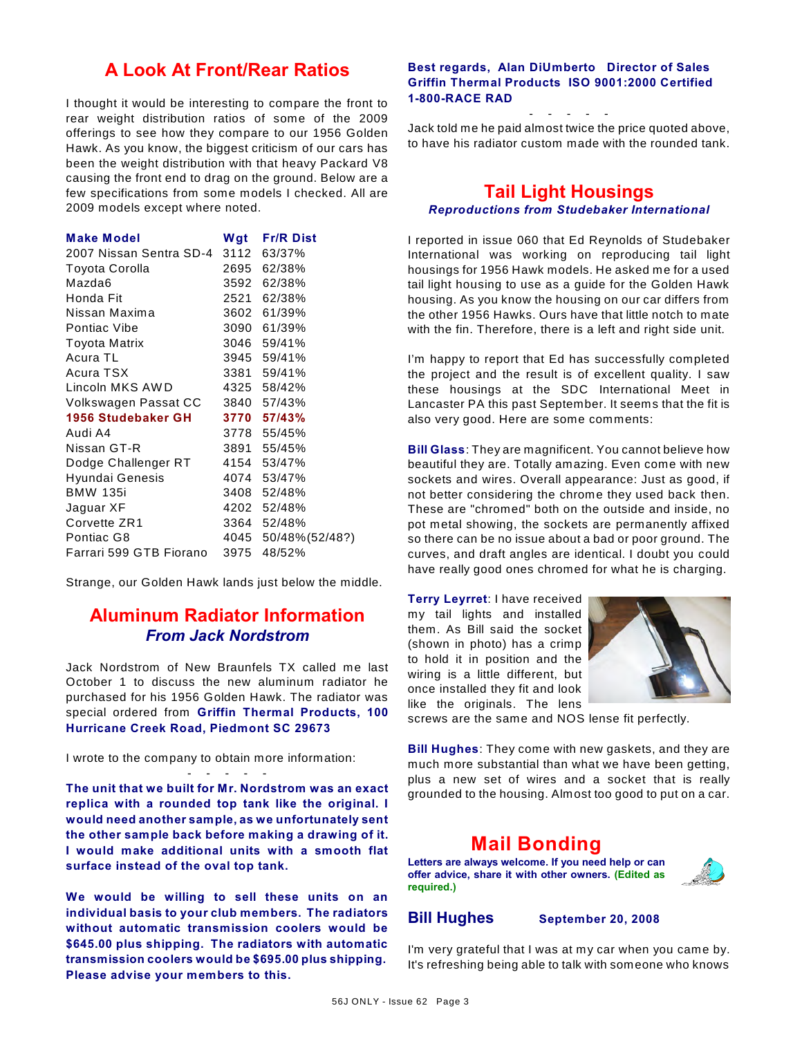## A Look At Front/Rear Ratios

I thought it would be interesting to compare the front to rear weight distribution ratios of some of the 2009 offerings to see how they compare to our 1956 Golden Hawk. As you know, the biggest criticism of our cars has been the weight distribution with that heavy Packard V8 causing the front end to drag on the ground. Below are a few specifications from some models I checked. All are 2009 models except where noted.

| Make Model | Wgt | Fr/R Dist |
|---|---|---|
| 2007 Nissan Sentra SD-4 | 3112 | 63/37% |
| Toyota Corolla | 2695 | 62/38% |
| Mazda6 | 3592 | 62/38% |
| Honda Fit | 2521 | 62/38% |
| Nissan Maxima | 3602 | 61/39% |
| Pontiac Vibe | 3090 | 61/39% |
| Toyota Matrix | 3046 | 59/41% |
| Acura TL | 3945 | 59/41% |
| Acura TSX | 3381 | 59/41% |
| Lincoln MKS AWD | 4325 | 58/42% |
| Volkswagen Passat CC | 3840 | 57/43% |
| **1956 Studebaker GH** | **3770** | **57/43%** |
| Audi A4 | 3778 | 55/45% |
| Nissan GT-R | 3891 | 55/45% |
| Dodge Challenger RT | 4154 | 53/47% |
| Hyundai Genesis | 4074 | 53/47% |
| BMW 135i | 3408 | 52/48% |
| Jaguar XF | 4202 | 52/48% |
| Corvette ZR1 | 3364 | 52/48% |
| Pontiac G8 | 4045 | 50/48%(52/48?) |
| Farrari 599 GTB Fiorano | 3975 | 48/52% |

Strange, our Golden Hawk lands just below the middle.

## Aluminum Radiator Information
### *From Jack Nordstrom*

Jack Nordstrom of New Braunfels TX called me last October 1 to discuss the new aluminum radiator he purchased for his 1956 Golden Hawk. The radiator was special ordered from **Griffin Thermal Products, 100 Hurricane Creek Road, Piedmont SC 29673**

I wrote to the company to obtain more information:

- - - - -

**The unit that we built for Mr. Nordstrom was an exact replica with a rounded top tank like the original. I would need another sample, as we unfortunately sent the other sample back before making a drawing of it. I would make additional units with a smooth flat surface instead of the oval top tank.**

**We would be willing to sell these units on an individual basis to your club members. The radiators without automatic transmission coolers would be $645.00 plus shipping. The radiators with automatic transmission coolers would be $695.00 plus shipping. Please advise your members to this.**

**Best regards, Alan DiUmberto Director of Sales Griffin Thermal Products ISO 9001:2000 Certified 1-800-RACE RAD**

- - - - -

Jack told me he paid almost twice the price quoted above, to have his radiator custom made with the rounded tank.

## Tail Light Housings
### *Reproductions from Studebaker International*

I reported in issue 060 that Ed Reynolds of Studebaker International was working on reproducing tail light housings for 1956 Hawk models. He asked me for a used tail light housing to use as a guide for the Golden Hawk housing. As you know the housing on our car differs from the other 1956 Hawks. Ours have that little notch to mate with the fin. Therefore, there is a left and right side unit.

I'm happy to report that Ed has successfully completed the project and the result is of excellent quality. I saw these housings at the SDC International Meet in Lancaster PA this past September. It seems that the fit is also very good. Here are some comments:

**Bill Glass**: They are magnificent. You cannot believe how beautiful they are. Totally amazing. Even come with new sockets and wires. Overall appearance: Just as good, if not better considering the chrome they used back then. These are "chromed" both on the outside and inside, no pot metal showing, the sockets are permanently affixed so there can be no issue about a bad or poor ground. The curves, and draft angles are identical. I doubt you could have really good ones chromed for what he is charging.

**Terry Leyrret**: I have received my tail lights and installed them. As Bill said the socket (shown in photo) has a crimp to hold it in position and the wiring is a little different, but once installed they fit and look like the originals. The lens screws are the same and NOS lense fit perfectly.

**Bill Hughes**: They come with new gaskets, and they are much more substantial than what we have been getting, plus a new set of wires and a socket that is really grounded to the housing. Almost too good to put on a car.

## Mail Bonding

**Letters are always welcome. If you need help or can offer advice, share it with other owners. (Edited as required.)**

### Bill Hughes — September 20, 2008

I'm very grateful that I was at my car when you came by. It's refreshing being able to talk with someone who knows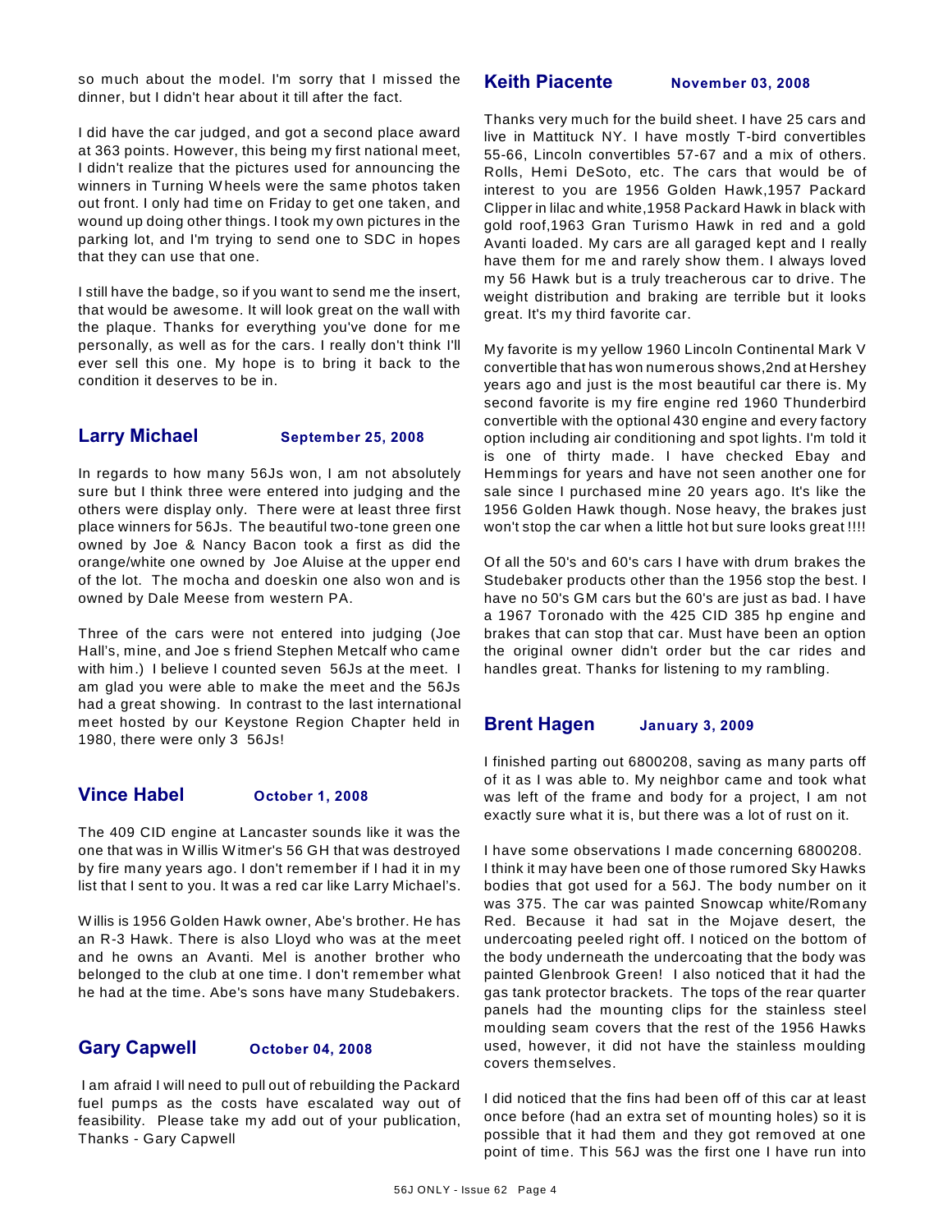so much about the model. I'm sorry that I missed the dinner, but I didn't hear about it till after the fact.

I did have the car judged, and got a second place award at 363 points. However, this being my first national meet, I didn't realize that the pictures used for announcing the winners in Turning Wheels were the same photos taken out front. I only had time on Friday to get one taken, and wound up doing other things. I took my own pictures in the parking lot, and I'm trying to send one to SDC in hopes that they can use that one.

I still have the badge, so if you want to send me the insert, that would be awesome. It will look great on the wall with the plaque. Thanks for everything you've done for me personally, as well as for the cars. I really don't think I'll ever sell this one. My hope is to bring it back to the condition it deserves to be in.

## Larry Michael — September 25, 2008

In regards to how many 56Js won, I am not absolutely sure but I think three were entered into judging and the others were display only. There were at least three first place winners for 56Js. The beautiful two-tone green one owned by Joe & Nancy Bacon took a first as did the orange/white one owned by Joe Aluise at the upper end of the lot. The mocha and doeskin one also won and is owned by Dale Meese from western PA.

Three of the cars were not entered into judging (Joe Hall's, mine, and Joe s friend Stephen Metcalf who came with him.) I believe I counted seven 56Js at the meet. I am glad you were able to make the meet and the 56Js had a great showing. In contrast to the last international meet hosted by our Keystone Region Chapter held in 1980, there were only 3 56Js!

## Vince Habel — October 1, 2008

The 409 CID engine at Lancaster sounds like it was the one that was in Willis Witmer's 56 GH that was destroyed by fire many years ago. I don't remember if I had it in my list that I sent to you. It was a red car like Larry Michael's.

Willis is 1956 Golden Hawk owner, Abe's brother. He has an R-3 Hawk. There is also Lloyd who was at the meet and he owns an Avanti. Mel is another brother who belonged to the club at one time. I don't remember what he had at the time. Abe's sons have many Studebakers.

## Gary Capwell — October 04, 2008

I am afraid I will need to pull out of rebuilding the Packard fuel pumps as the costs have escalated way out of feasibility. Please take my add out of your publication, Thanks - Gary Capwell

## Keith Piacente — November 03, 2008

Thanks very much for the build sheet. I have 25 cars and live in Mattituck NY. I have mostly T-bird convertibles 55-66, Lincoln convertibles 57-67 and a mix of others. Rolls, Hemi DeSoto, etc. The cars that would be of interest to you are 1956 Golden Hawk,1957 Packard Clipper in lilac and white,1958 Packard Hawk in black with gold roof,1963 Gran Turismo Hawk in red and a gold Avanti loaded. My cars are all garaged kept and I really have them for me and rarely show them. I always loved my 56 Hawk but is a truly treacherous car to drive. The weight distribution and braking are terrible but it looks great. It's my third favorite car.

My favorite is my yellow 1960 Lincoln Continental Mark V convertible that has won numerous shows,2nd at Hershey years ago and just is the most beautiful car there is. My second favorite is my fire engine red 1960 Thunderbird convertible with the optional 430 engine and every factory option including air conditioning and spot lights. I'm told it is one of thirty made. I have checked Ebay and Hemmings for years and have not seen another one for sale since I purchased mine 20 years ago. It's like the 1956 Golden Hawk though. Nose heavy, the brakes just won't stop the car when a little hot but sure looks great !!!!

Of all the 50's and 60's cars I have with drum brakes the Studebaker products other than the 1956 stop the best. I have no 50's GM cars but the 60's are just as bad. I have a 1967 Toronado with the 425 CID 385 hp engine and brakes that can stop that car. Must have been an option the original owner didn't order but the car rides and handles great. Thanks for listening to my rambling.

## Brent Hagen — January 3, 2009

I finished parting out 6800208, saving as many parts off of it as I was able to. My neighbor came and took what was left of the frame and body for a project, I am not exactly sure what it is, but there was a lot of rust on it.

I have some observations I made concerning 6800208. I think it may have been one of those rumored Sky Hawks bodies that got used for a 56J. The body number on it was 375. The car was painted Snowcap white/Romany Red. Because it had sat in the Mojave desert, the undercoating peeled right off. I noticed on the bottom of the body underneath the undercoating that the body was painted Glenbrook Green! I also noticed that it had the gas tank protector brackets. The tops of the rear quarter panels had the mounting clips for the stainless steel moulding seam covers that the rest of the 1956 Hawks used, however, it did not have the stainless moulding covers themselves.

I did noticed that the fins had been off of this car at least once before (had an extra set of mounting holes) so it is possible that it had them and they got removed at one point of time. This 56J was the first one I have run into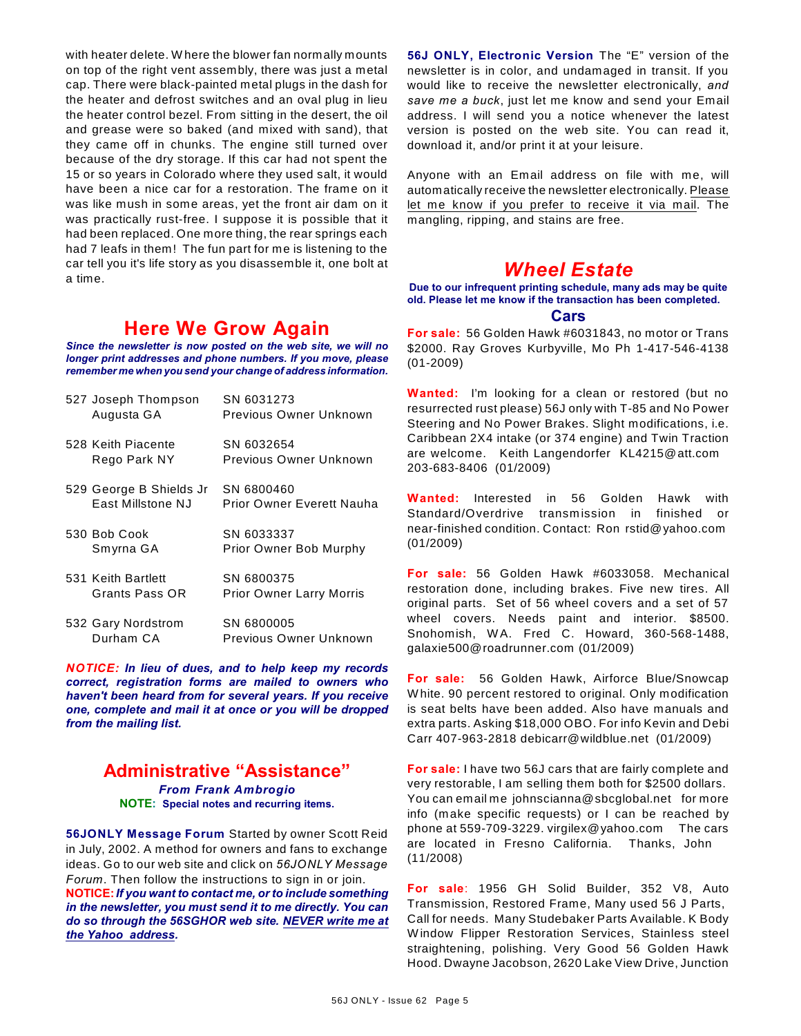with heater delete. Where the blower fan normally mounts on top of the right vent assembly, there was just a metal cap. There were black-painted metal plugs in the dash for the heater and defrost switches and an oval plug in lieu the heater control bezel. From sitting in the desert, the oil and grease were so baked (and mixed with sand), that they came off in chunks. The engine still turned over because of the dry storage. If this car had not spent the 15 or so years in Colorado where they used salt, it would have been a nice car for a restoration. The frame on it was like mush in some areas, yet the front air dam on it was practically rust-free. I suppose it is possible that it had been replaced. One more thing, the rear springs each had 7 leafs in them! The fun part for me is listening to the car tell you it's life story as you disassemble it, one bolt at a time.

## Here We Grow Again

***Since the newsletter is now posted on the web site, we will no longer print addresses and phone numbers. If you move, please remember me when you send your change of address information.***

| | |
|---|---|
| 527 Joseph Thompson<br>Augusta GA | SN 6031273<br>Previous Owner Unknown |
| 528 Keith Piacente<br>Rego Park NY | SN 6032654<br>Previous Owner Unknown |
| 529 George B Shields Jr<br>East Millstone NJ | SN 6800460<br>Prior Owner Everett Nauha |
| 530 Bob Cook<br>Smyrna GA | SN 6033337<br>Prior Owner Bob Murphy |
| 531 Keith Bartlett<br>Grants Pass OR | SN 6800375<br>Prior Owner Larry Morris |
| 532 Gary Nordstrom<br>Durham CA | SN 6800005<br>Previous Owner Unknown |

***NOTICE: In lieu of dues, and to help keep my records correct, registration forms are mailed to owners who haven't been heard from for several years. If you receive one, complete and mail it at once or you will be dropped from the mailing list.***

## Administrative "Assistance"

***From Frank Ambrogio***

**NOTE: Special notes and recurring items.**

**56JONLY Message Forum** Started by owner Scott Reid in July, 2002. A method for owners and fans to exchange ideas. Go to our web site and click on *56JONLY Message Forum*. Then follow the instructions to sign in or join.

**NOTICE:** ***If you want to contact me, or to include something in the newsletter, you must send it to me directly. You can do so through the 56SGHOR web site. NEVER write me at the Yahoo address.***

**56J ONLY, Electronic Version** The "E" version of the newsletter is in color, and undamaged in transit. If you would like to receive the newsletter electronically, *and save me a buck*, just let me know and send your Email address. I will send you a notice whenever the latest version is posted on the web site. You can read it, download it, and/or print it at your leisure.

Anyone with an Email address on file with me, will automatically receive the newsletter electronically. Please let me know if you prefer to receive it via mail. The mangling, ripping, and stains are free.

## *Wheel Estate*

**Due to our infrequent printing schedule, many ads may be quite old. Please let me know if the transaction has been completed.**

### Cars

**For sale:** 56 Golden Hawk #6031843, no motor or Trans $2000. Ray Groves Kurbyville, Mo Ph 1-417-546-4138 (01-2009)

**Wanted:** I'm looking for a clean or restored (but no resurrected rust please) 56J only with T-85 and No Power Steering and No Power Brakes. Slight modifications, i.e. Caribbean 2X4 intake (or 374 engine) and Twin Traction are welcome. Keith Langendorfer KL4215@att.com 203-683-8406 (01/2009)

**Wanted:** Interested in 56 Golden Hawk with Standard/Overdrive transmission in finished or near-finished condition. Contact: Ron rstid@yahoo.com (01/2009)

**For sale:** 56 Golden Hawk #6033058. Mechanical restoration done, including brakes. Five new tires. All original parts. Set of 56 wheel covers and a set of 57 wheel covers. Needs paint and interior. $8500. Snohomish, WA. Fred C. Howard, 360-568-1488, galaxie500@roadrunner.com (01/2009)

**For sale:** 56 Golden Hawk, Airforce Blue/Snowcap White. 90 percent restored to original. Only modification is seat belts have been added. Also have manuals and extra parts. Asking $18,000 OBO. For info Kevin and Debi Carr 407-963-2818 debicarr@wildblue.net (01/2009)

**For sale:** I have two 56J cars that are fairly complete and very restorable, I am selling them both for $2500 dollars. You can email me johnscianna@sbcglobal.net for more info (make specific requests) or I can be reached by phone at 559-709-3229. virgilex@yahoo.com The cars are located in Fresno California. Thanks, John (11/2008)

**For sale**: 1956 GH Solid Builder, 352 V8, Auto Transmission, Restored Frame, Many used 56 J Parts, Call for needs. Many Studebaker Parts Available. K Body Window Flipper Restoration Services, Stainless steel straightening, polishing. Very Good 56 Golden Hawk Hood. Dwayne Jacobson, 2620 Lake View Drive, Junction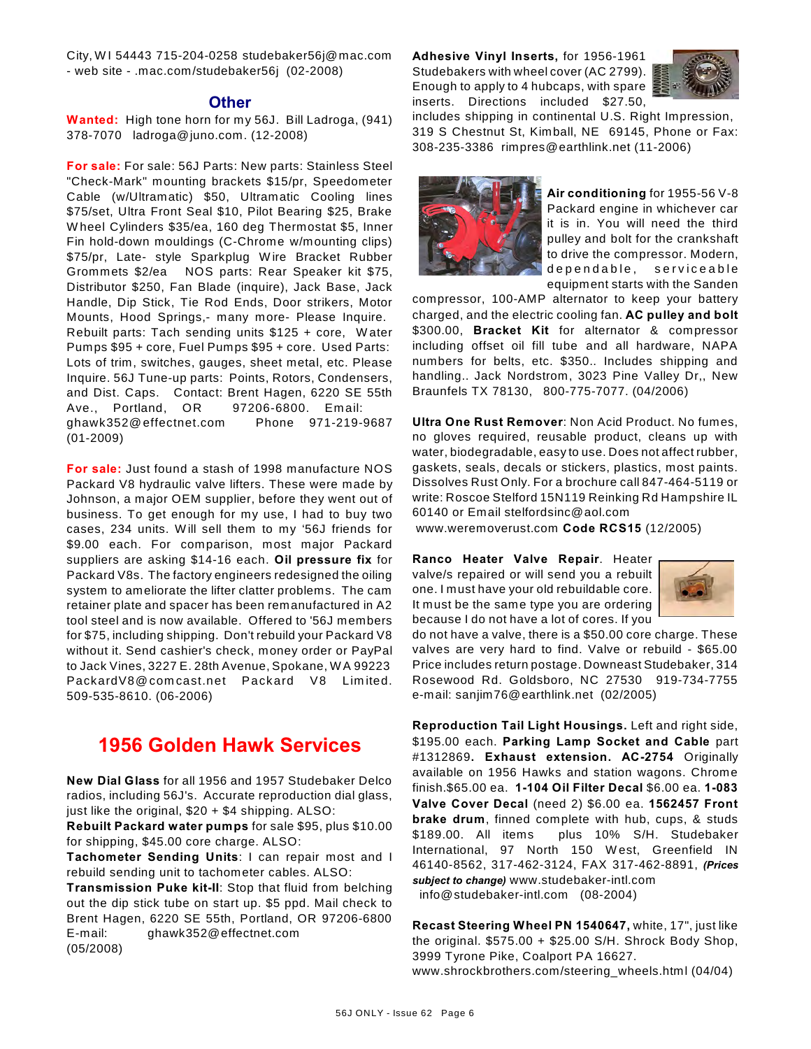City, WI 54443 715-204-0258 studebaker56j@mac.com - web site - .mac.com/studebaker56j (02-2008)

## Other

**Wanted:** High tone horn for my 56J. Bill Ladroga, (941) 378-7070 ladroga@juno.com. (12-2008)

**For sale:** For sale: 56J Parts: New parts: Stainless Steel "Check-Mark" mounting brackets $15/pr, Speedometer Cable (w/Ultramatic) $50, Ultramatic Cooling lines $75/set, Ultra Front Seal $10, Pilot Bearing $25, Brake Wheel Cylinders $35/ea, 160 deg Thermostat $5, Inner Fin hold-down mouldings (C-Chrome w/mounting clips) $75/pr, Late- style Sparkplug Wire Bracket Rubber Grommets $2/ea NOS parts: Rear Speaker kit $75, Distributor $250, Fan Blade (inquire), Jack Base, Jack Handle, Dip Stick, Tie Rod Ends, Door strikers, Motor Mounts, Hood Springs,- many more- Please Inquire. Rebuilt parts: Tach sending units $125 + core, Water Pumps $95 + core, Fuel Pumps $95 + core. Used Parts: Lots of trim, switches, gauges, sheet metal, etc. Please Inquire. 56J Tune-up parts: Points, Rotors, Condensers, and Dist. Caps. Contact: Brent Hagen, 6220 SE 55th Ave., Portland, OR 97206-6800. Email: ghawk352@effectnet.com Phone 971-219-9687 (01-2009)

**For sale:** Just found a stash of 1998 manufacture NOS Packard V8 hydraulic valve lifters. These were made by Johnson, a major OEM supplier, before they went out of business. To get enough for my use, I had to buy two cases, 234 units. Will sell them to my '56J friends for $9.00 each. For comparison, most major Packard suppliers are asking $14-16 each. **Oil pressure fix** for Packard V8s. The factory engineers redesigned the oiling system to ameliorate the lifter clatter problems. The cam retainer plate and spacer has been remanufactured in A2 tool steel and is now available. Offered to '56J members for $75, including shipping. Don't rebuild your Packard V8 without it. Send cashier's check, money order or PayPal to Jack Vines, 3227 E. 28th Avenue, Spokane, WA 99223 PackardV8@comcast.net Packard V8 Limited. 509-535-8610. (06-2006)

## 1956 Golden Hawk Services

**New Dial Glass** for all 1956 and 1957 Studebaker Delco radios, including 56J's. Accurate reproduction dial glass, just like the original, $20 + $4 shipping. ALSO:
**Rebuilt Packard water pumps** for sale $95, plus $10.00 for shipping, $45.00 core charge. ALSO:
**Tachometer Sending Units**: I can repair most and I rebuild sending unit to tachometer cables. ALSO:
**Transmission Puke kit-II**: Stop that fluid from belching out the dip stick tube on start up. $5 ppd. Mail check to Brent Hagen, 6220 SE 55th, Portland, OR 97206-6800 E-mail: ghawk352@effectnet.com
(05/2008)

**Adhesive Vinyl Inserts,** for 1956-1961 Studebakers with wheel cover (AC 2799). Enough to apply to 4 hubcaps, with spare inserts. Directions included $27.50, includes shipping in continental U.S. Right Impression, 319 S Chestnut St, Kimball, NE 69145, Phone or Fax: 308-235-3386 rimpres@earthlink.net (11-2006)

**Air conditioning** for 1955-56 V-8 Packard engine in whichever car it is in. You will need the third pulley and bolt for the crankshaft to drive the compressor. Modern, dependable, serviceable equipment starts with the Sanden compressor, 100-AMP alternator to keep your battery charged, and the electric cooling fan. **AC pulley and bolt** $300.00, **Bracket Kit** for alternator & compressor including offset oil fill tube and all hardware, NAPA numbers for belts, etc. $350.. Includes shipping and handling.. Jack Nordstrom, 3023 Pine Valley Dr,, New Braunfels TX 78130, 800-775-7077. (04/2006)

**Ultra One Rust Remover**: Non Acid Product. No fumes, no gloves required, reusable product, cleans up with water, biodegradable, easy to use. Does not affect rubber, gaskets, seals, decals or stickers, plastics, most paints. Dissolves Rust Only. For a brochure call 847-464-5119 or write: Roscoe Stelford 15N119 Reinking Rd Hampshire IL 60140 or Email stelfordsinc@aol.com
www.weremoverust.com **Code RCS15** (12/2005)

**Ranco Heater Valve Repair**. Heater valve/s repaired or will send you a rebuilt one. I must have your old rebuildable core. It must be the same type you are ordering because I do not have a lot of cores. If you do not have a valve, there is a $50.00 core charge. These valves are very hard to find. Valve or rebuild - $65.00 Price includes return postage. Downeast Studebaker, 314 Rosewood Rd. Goldsboro, NC 27530 919-734-7755 e-mail: sanjim76@earthlink.net (02/2005)

**Reproduction Tail Light Housings.** Left and right side, $195.00 each. **Parking Lamp Socket and Cable** part #1312869**. Exhaust extension. AC-2754** Originally available on 1956 Hawks and station wagons. Chrome finish.$65.00 ea. **1-104 Oil Filter Decal** $6.00 ea. **1-083 Valve Cover Decal** (need 2) $6.00 ea. **1562457 Front brake drum**, finned complete with hub, cups, & studs $189.00. All items plus 10% S/H. Studebaker International, 97 North 150 West, Greenfield IN 46140-8562, 317-462-3124, FAX 317-462-8891, ***(Prices subject to change)*** www.studebaker-intl.com
info@studebaker-intl.com (08-2004)

**Recast Steering Wheel PN 1540647,** white, 17", just like the original. $575.00 + $25.00 S/H. Shrock Body Shop, 3999 Tyrone Pike, Coalport PA 16627.
www.shrockbrothers.com/steering_wheels.html (04/04)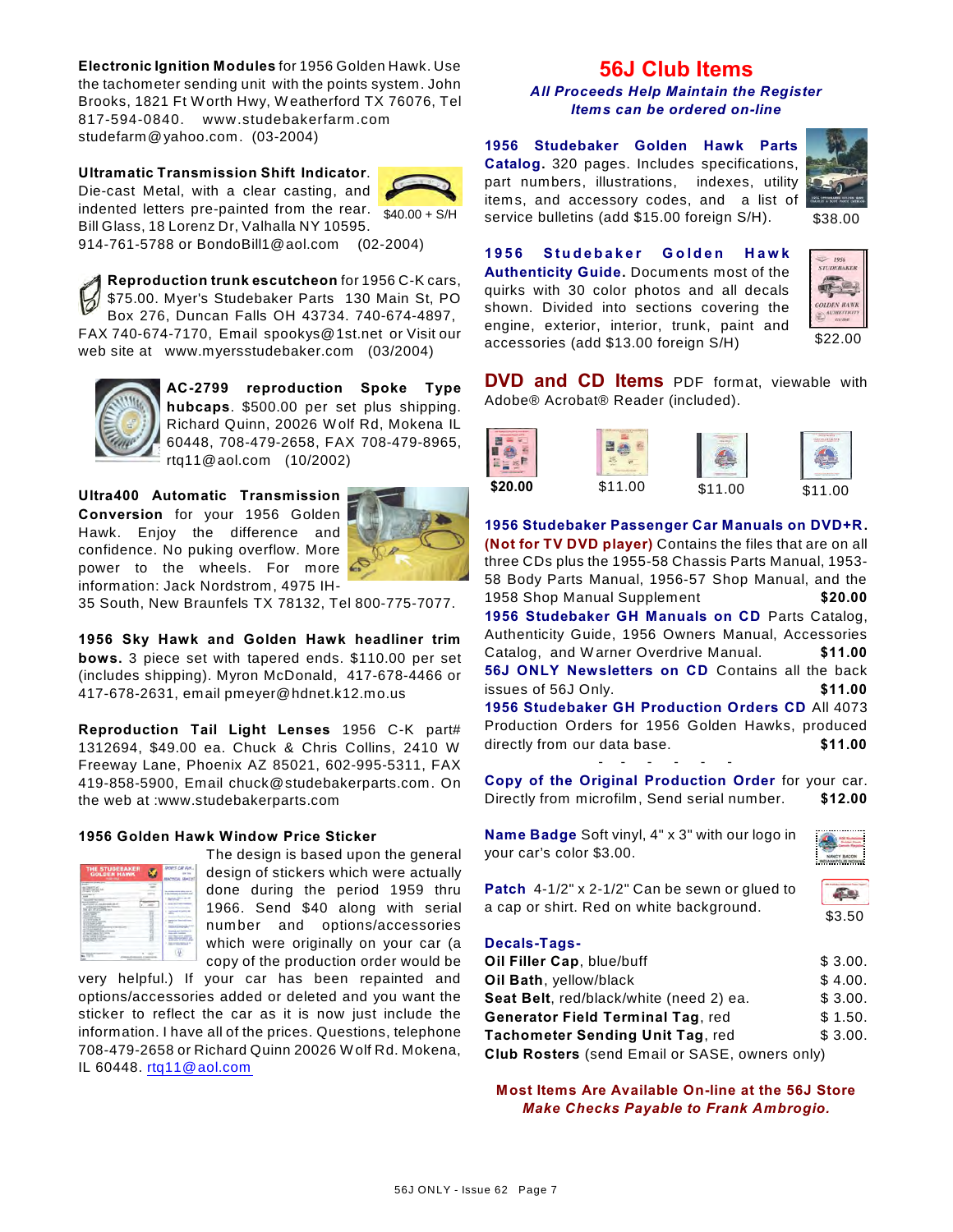**Electronic Ignition Modules** for 1956 Golden Hawk. Use the tachometer sending unit with the points system. John Brooks, 1821 Ft Worth Hwy, Weatherford TX 76076, Tel 817-594-0840. www.studebakerfarm.com studefarm@yahoo.com. (03-2004)

**Ultramatic Transmission Shift Indicator**. Die-cast Metal, with a clear casting, and indented letters pre-painted from the rear. Bill Glass, 18 Lorenz Dr, Valhalla NY 10595. 914-761-5788 or BondoBill1@aol.com (02-2004)

$40.00 + S/H

**Reproduction trunk escutcheon** for 1956 C-K cars, $75.00. Myer's Studebaker Parts 130 Main St, PO Box 276, Duncan Falls OH 43734. 740-674-4897, FAX 740-674-7170, Email spookys@1st.net or Visit our web site at www.myersstudebaker.com (03/2004)

**AC-2799 reproduction Spoke Type hubcaps**. $500.00 per set plus shipping. Richard Quinn, 20026 Wolf Rd, Mokena IL 60448, 708-479-2658, FAX 708-479-8965, rtq11@aol.com (10/2002)

**Ultra400 Automatic Transmission Conversion** for your 1956 Golden Hawk. Enjoy the difference and confidence. No puking overflow. More power to the wheels. For more information: Jack Nordstrom, 4975 IH-35 South, New Braunfels TX 78132, Tel 800-775-7077.

**1956 Sky Hawk and Golden Hawk headliner trim bows.** 3 piece set with tapered ends. $110.00 per set (includes shipping). Myron McDonald, 417-678-4466 or 417-678-2631, email pmeyer@hdnet.k12.mo.us

**Reproduction Tail Light Lenses** 1956 C-K part# 1312694, $49.00 ea. Chuck & Chris Collins, 2410 W Freeway Lane, Phoenix AZ 85021, 602-995-5311, FAX 419-858-5900, Email chuck@studebakerparts.com. On the web at :www.studebakerparts.com

**1956 Golden Hawk Window Price Sticker**

The design is based upon the general design of stickers which were actually done during the period 1959 thru 1966. Send $40 along with serial number and options/accessories which were originally on your car (a copy of the production order would be very helpful.) If your car has been repainted and options/accessories added or changed and you want the sticker to reflect the car as it is now just include the information. I have all of the prices. Questions, telephone 708-479-2658 or Richard Quinn 20026 Wolf Rd. Mokena, IL 60448. rtq11@aol.com

# 56J Club Items

*All Proceeds Help Maintain the Register*
*Items can be ordered on-line*

**1956 Studebaker Golden Hawk Parts Catalog.** 320 pages. Includes specifications, part numbers, illustrations, indexes, utility items, and accessory codes, and a list of service bulletins (add $15.00 foreign S/H). $38.00

**1956 Studebaker Golden Hawk Authenticity Guide.** Documents most of the quirks with 30 color photos and all decals shown. Divided into sections covering the engine, exterior, interior, trunk, paint and accessories (add $13.00 foreign S/H) $22.00

**DVD and CD Items** PDF format, viewable with Adobe® Acrobat® Reader (included).

$20.00 $11.00 $11.00 $11.00

**1956 Studebaker Passenger Car Manuals on DVD+R. (Not for TV DVD player)** Contains the files that are on all three CDs plus the 1955-58 Chassis Parts Manual, 1953-58 Body Parts Manual, 1956-57 Shop Manual, and the 1958 Shop Manual Supplement **$20.00**

**1956 Studebaker GH Manuals on CD** Parts Catalog, Authenticity Guide, 1956 Owners Manual, Accessories Catalog, and Warner Overdrive Manual. **$11.00**

**56J ONLY Newsletters on CD** Contains all the back issues of 56J Only. **$11.00**

**1956 Studebaker GH Production Orders CD** All 4073 Production Orders for 1956 Golden Hawks, produced directly from our data base. **$11.00**

- - - - - -

**Copy of the Original Production Order** for your car. Directly from microfilm, Send serial number. **$12.00**

**Name Badge** Soft vinyl, 4" x 3" with our logo in your car's color $3.00.

**Patch** 4-1/2" x 2-1/2" Can be sewn or glued to a cap or shirt. Red on white background. $3.50

**Decals-Tags-**

| | |
|---|---|
| **Oil Filler Cap**, blue/buff | $ 3.00. |
| **Oil Bath**, yellow/black | $ 4.00. |
| **Seat Belt**, red/black/white (need 2) ea. | $ 3.00. |
| **Generator Field Terminal Tag**, red | $ 1.50. |
| **Tachometer Sending Unit Tag**, red | $ 3.00. |

**Club Rosters** (send Email or SASE, owners only)

**Most Items Are Available On-line at the 56J Store**
***Make Checks Payable to Frank Ambrogio.***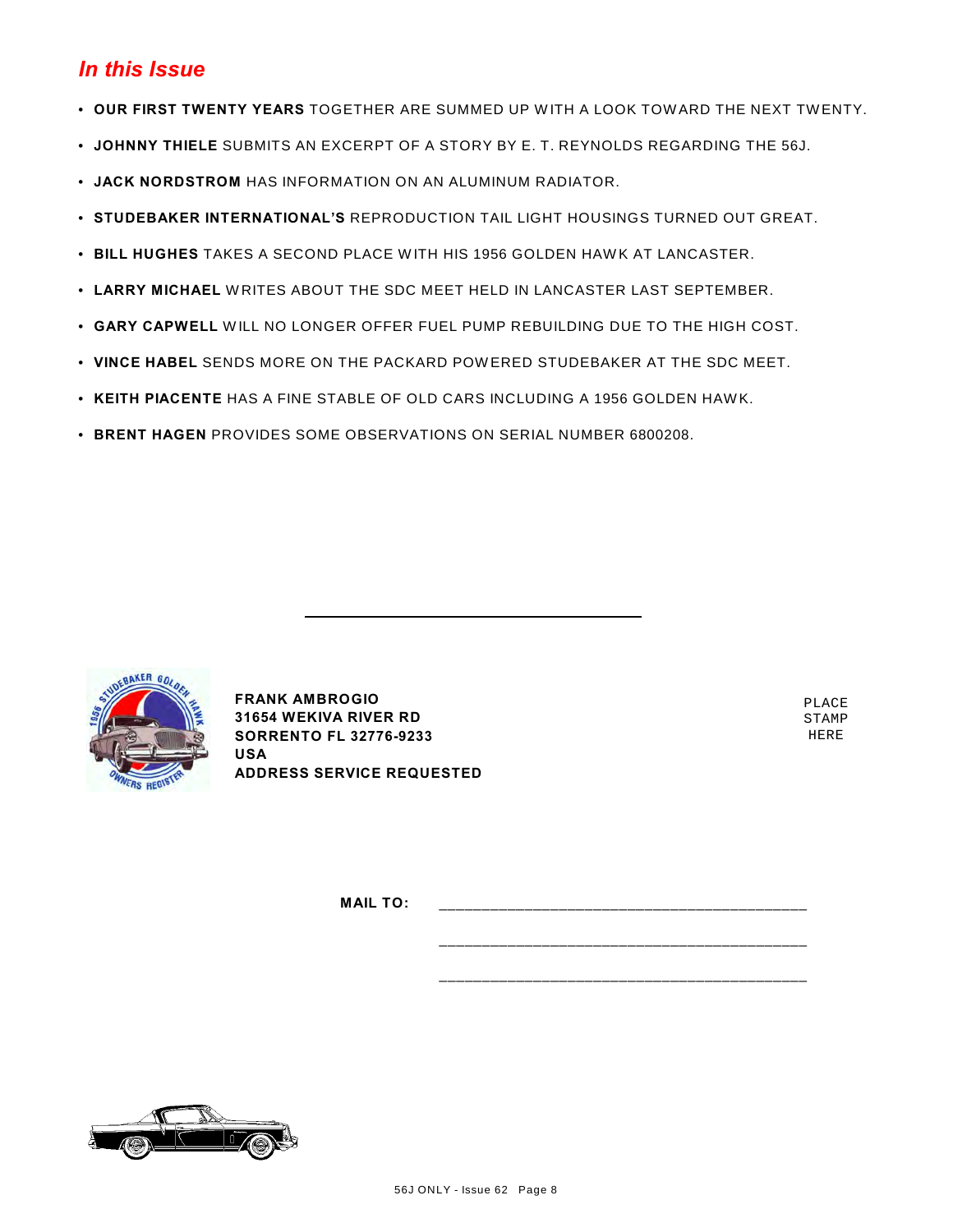## *In this Issue*

- **OUR FIRST TWENTY YEARS** TOGETHER ARE SUMMED UP WITH A LOOK TOWARD THE NEXT TWENTY.
- **JOHNNY THIELE** SUBMITS AN EXCERPT OF A STORY BY E. T. REYNOLDS REGARDING THE 56J.
- **JACK NORDSTROM** HAS INFORMATION ON AN ALUMINUM RADIATOR.
- **STUDEBAKER INTERNATIONAL'S** REPRODUCTION TAIL LIGHT HOUSINGS TURNED OUT GREAT.
- **BILL HUGHES** TAKES A SECOND PLACE WITH HIS 1956 GOLDEN HAWK AT LANCASTER.
- **LARRY MICHAEL** WRITES ABOUT THE SDC MEET HELD IN LANCASTER LAST SEPTEMBER.
- **GARY CAPWELL** WILL NO LONGER OFFER FUEL PUMP REBUILDING DUE TO THE HIGH COST.
- **VINCE HABEL** SENDS MORE ON THE PACKARD POWERED STUDEBAKER AT THE SDC MEET.
- **KEITH PIACENTE** HAS A FINE STABLE OF OLD CARS INCLUDING A 1956 GOLDEN HAWK.
- **BRENT HAGEN** PROVIDES SOME OBSERVATIONS ON SERIAL NUMBER 6800208.

---

1956 STUDEBAKER GOLDEN HAWK OWNERS REGISTER

**FRANK AMBROGIO**
**31654 WEKIVA RIVER RD**
**SORRENTO FL 32776-9233**
**USA**
**ADDRESS SERVICE REQUESTED**

PLACE
STAMP
HERE

**MAIL TO:** ____________________________________________

____________________________________________

____________________________________________